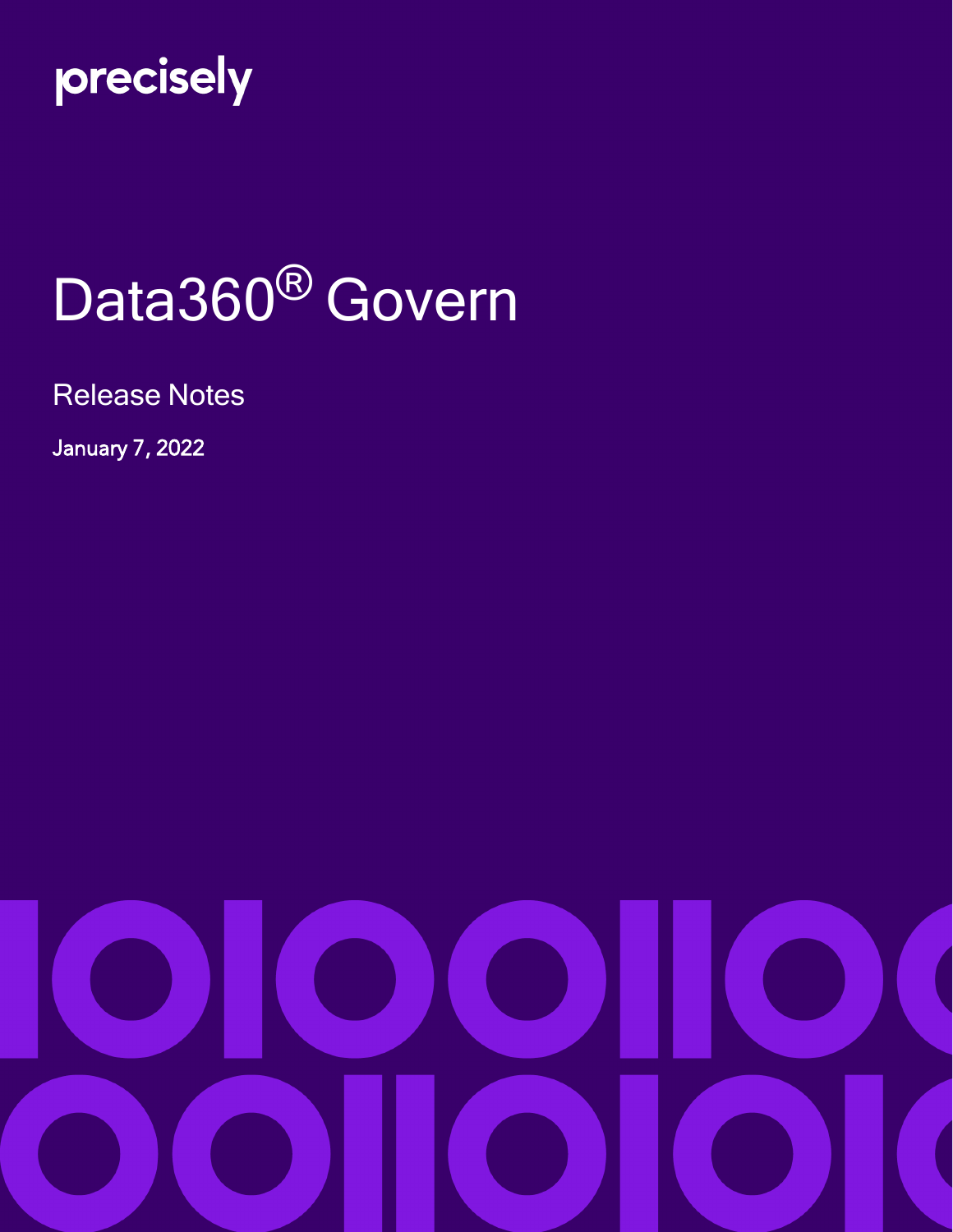precisely

# Data360® Govern

Release Notes

January 7, 2022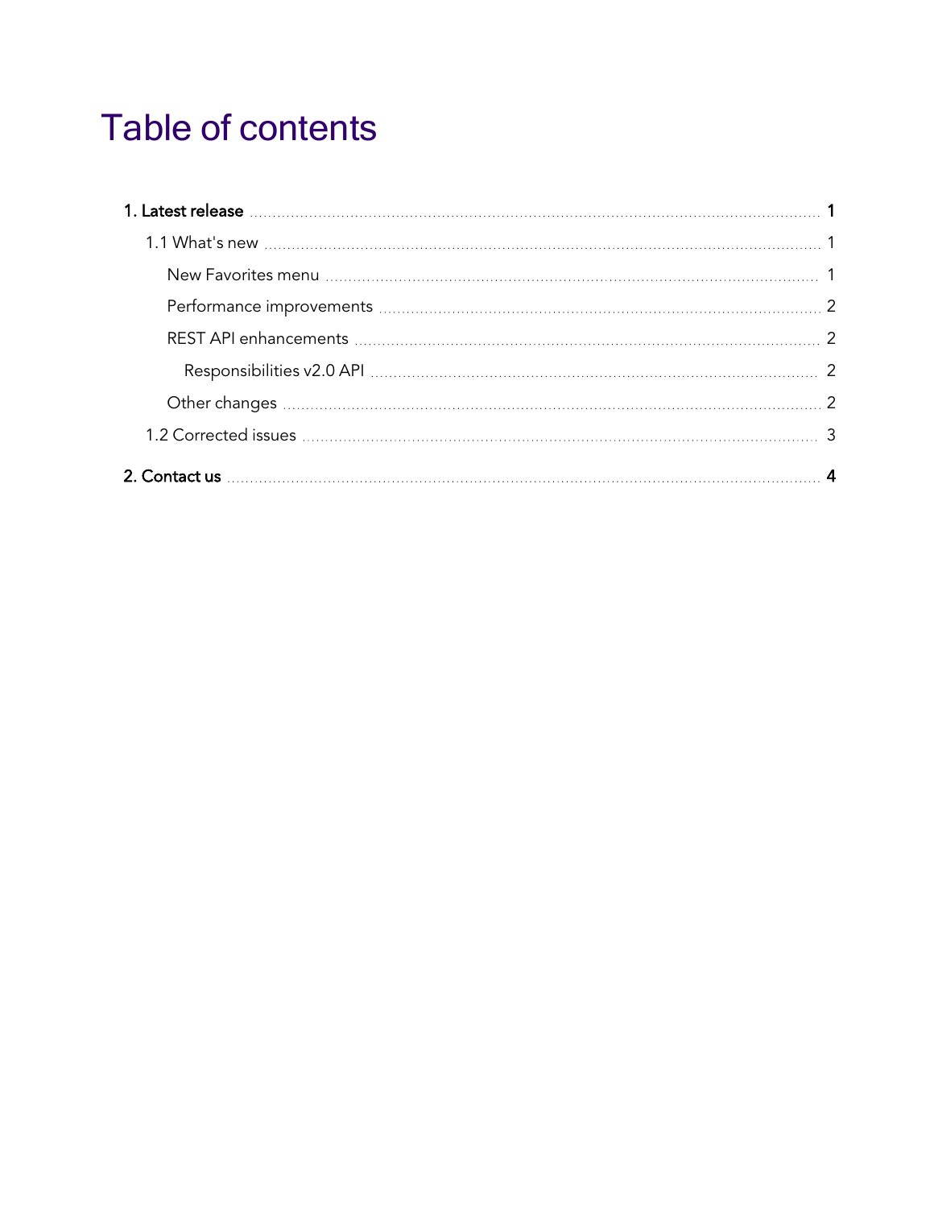# Table of contents

- **1. Latest release** ..... **1**
  - 1.1 What's new ..... 1
    - New Favorites menu ..... 1
    - Performance improvements ..... 2
    - REST API enhancements ..... 2
      - Responsibilities v2.0 API ..... 2
    - Other changes ..... 2
  - 1.2 Corrected issues ..... 3
- **2. Contact us** ..... **4**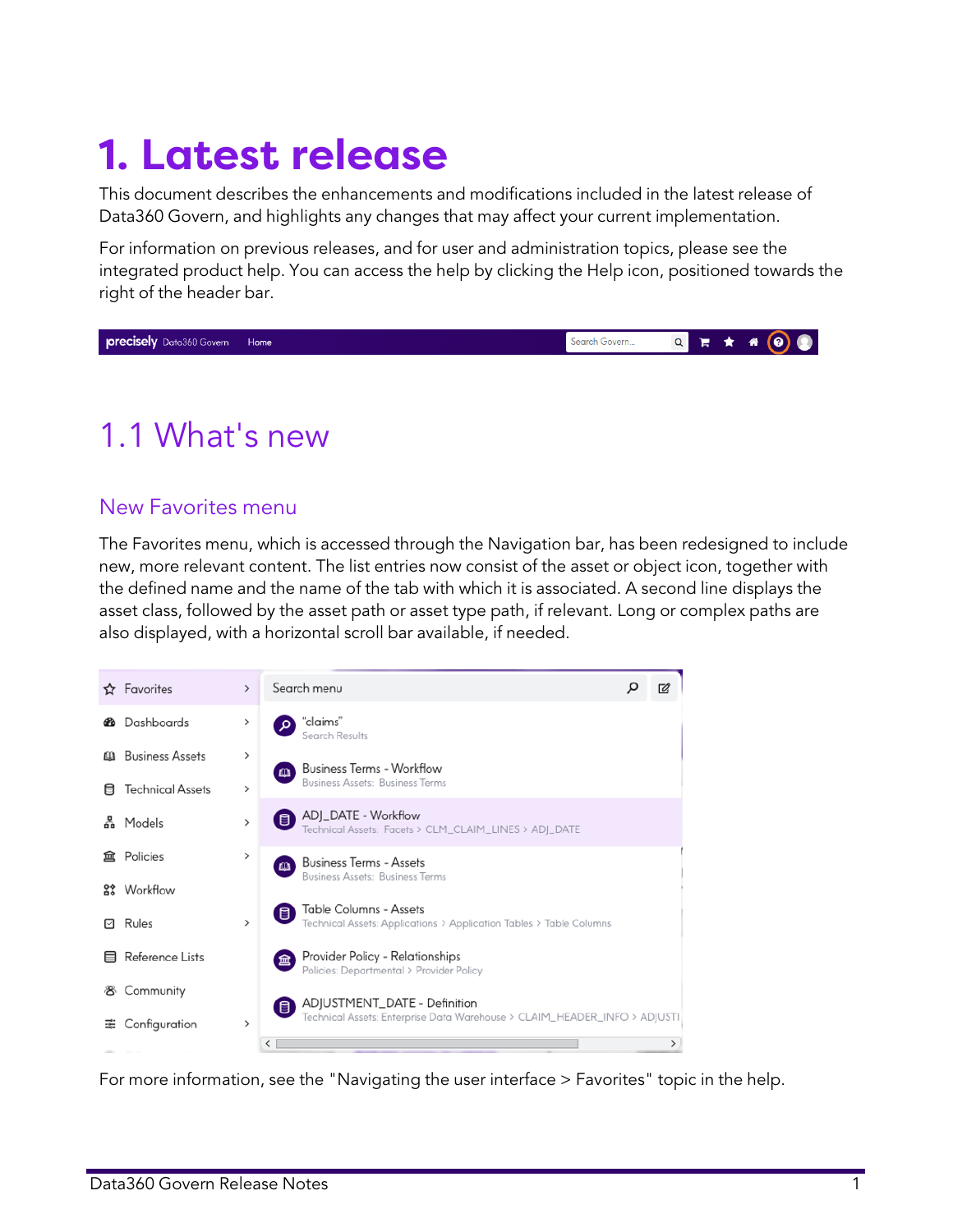# 1. Latest release

This document describes the enhancements and modifications included in the latest release of Data360 Govern, and highlights any changes that may affect your current implementation.

For information on previous releases, and for user and administration topics, please see the integrated product help. You can access the help by clicking the Help icon, positioned towards the right of the header bar.

## 1.1 What's new

### New Favorites menu

The Favorites menu, which is accessed through the Navigation bar, has been redesigned to include new, more relevant content. The list entries now consist of the asset or object icon, together with the defined name and the name of the tab with which it is associated. A second line displays the asset class, followed by the asset path or asset type path, if relevant. Long or complex paths are also displayed, with a horizontal scroll bar available, if needed.

For more information, see the "Navigating the user interface > Favorites" topic in the help.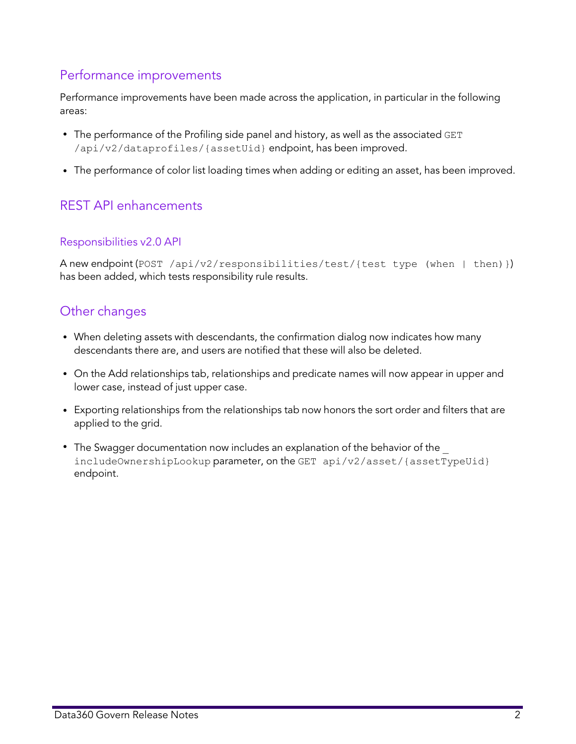## Performance improvements

Performance improvements have been made across the application, in particular in the following areas:

- The performance of the Profiling side panel and history, as well as the associated `GET /api/v2/dataprofiles/{assetUid}` endpoint, has been improved.
- The performance of color list loading times when adding or editing an asset, has been improved.

## REST API enhancements

### Responsibilities v2.0 API

A new endpoint (`POST /api/v2/responsibilities/test/{test type (when | then)}`) has been added, which tests responsibility rule results.

## Other changes

- When deleting assets with descendants, the confirmation dialog now indicates how many descendants there are, and users are notified that these will also be deleted.
- On the Add relationships tab, relationships and predicate names will now appear in upper and lower case, instead of just upper case.
- Exporting relationships from the relationships tab now honors the sort order and filters that are applied to the grid.
- The Swagger documentation now includes an explanation of the behavior of the `_includeOwnershipLookup` parameter, on the `GET api/v2/asset/{assetTypeUid}` endpoint.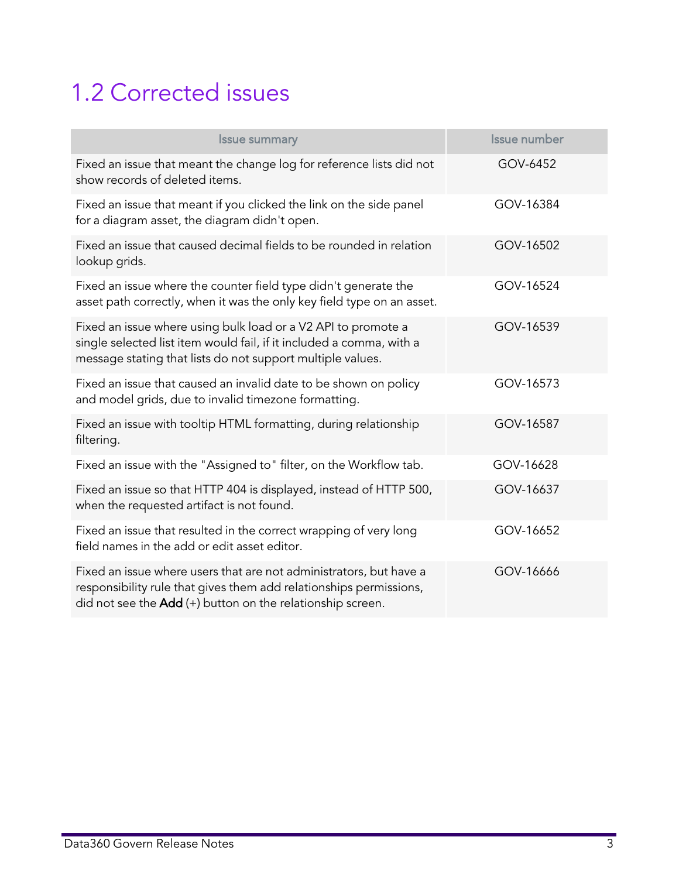## 1.2 Corrected issues

| Issue summary | Issue number |
|---|---|
| Fixed an issue that meant the change log for reference lists did not show records of deleted items. | GOV-6452 |
| Fixed an issue that meant if you clicked the link on the side panel for a diagram asset, the diagram didn't open. | GOV-16384 |
| Fixed an issue that caused decimal fields to be rounded in relation lookup grids. | GOV-16502 |
| Fixed an issue where the counter field type didn't generate the asset path correctly, when it was the only key field type on an asset. | GOV-16524 |
| Fixed an issue where using bulk load or a V2 API to promote a single selected list item would fail, if it included a comma, with a message stating that lists do not support multiple values. | GOV-16539 |
| Fixed an issue that caused an invalid date to be shown on policy and model grids, due to invalid timezone formatting. | GOV-16573 |
| Fixed an issue with tooltip HTML formatting, during relationship filtering. | GOV-16587 |
| Fixed an issue with the "Assigned to" filter, on the Workflow tab. | GOV-16628 |
| Fixed an issue so that HTTP 404 is displayed, instead of HTTP 500, when the requested artifact is not found. | GOV-16637 |
| Fixed an issue that resulted in the correct wrapping of very long field names in the add or edit asset editor. | GOV-16652 |
| Fixed an issue where users that are not administrators, but have a responsibility rule that gives them add relationships permissions, did not see the **Add** (+) button on the relationship screen. | GOV-16666 |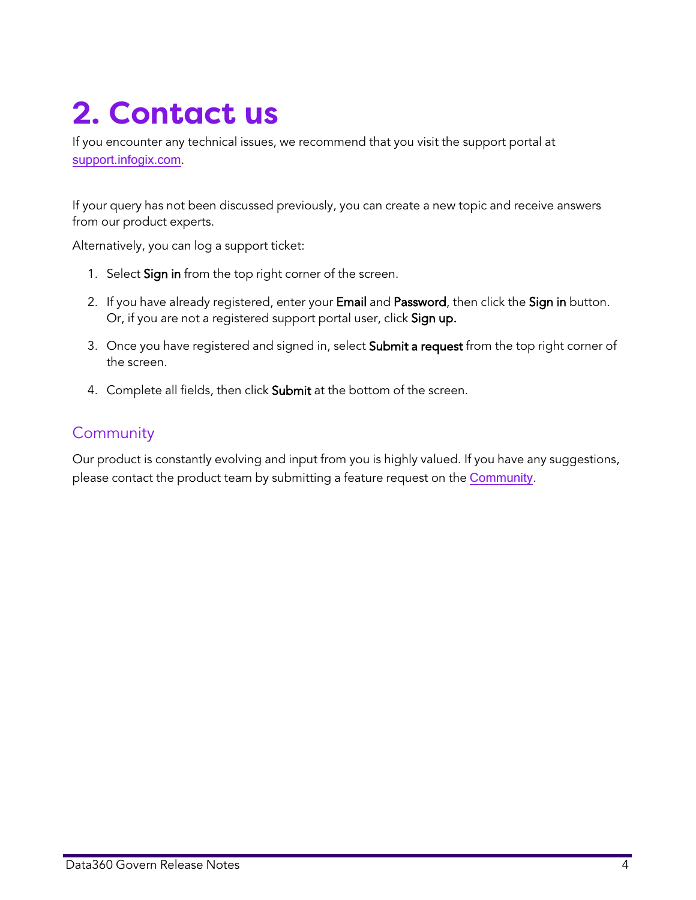# 2. Contact us

If you encounter any technical issues, we recommend that you visit the support portal at support.infogix.com.

If your query has not been discussed previously, you can create a new topic and receive answers from our product experts.

Alternatively, you can log a support ticket:

1. Select **Sign in** from the top right corner of the screen.
2. If you have already registered, enter your **Email** and **Password**, then click the **Sign in** button. Or, if you are not a registered support portal user, click **Sign up.**
3. Once you have registered and signed in, select **Submit a request** from the top right corner of the screen.
4. Complete all fields, then click **Submit** at the bottom of the screen.

## Community

Our product is constantly evolving and input from you is highly valued. If you have any suggestions, please contact the product team by submitting a feature request on the Community.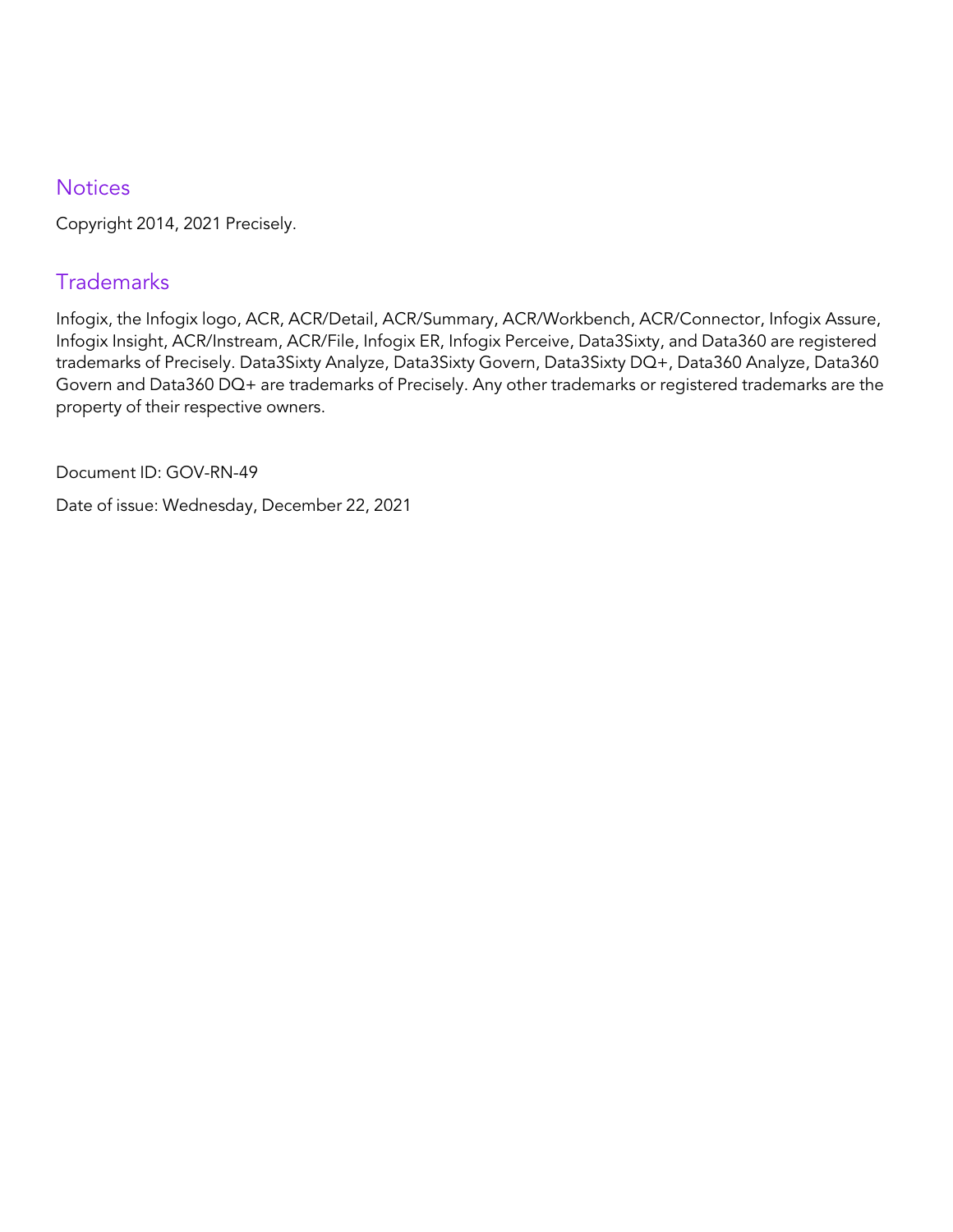## Notices

Copyright 2014, 2021 Precisely.

## Trademarks

Infogix, the Infogix logo, ACR, ACR/Detail, ACR/Summary, ACR/Workbench, ACR/Connector, Infogix Assure, Infogix Insight, ACR/Instream, ACR/File, Infogix ER, Infogix Perceive, Data3Sixty, and Data360 are registered trademarks of Precisely. Data3Sixty Analyze, Data3Sixty Govern, Data3Sixty DQ+, Data360 Analyze, Data360 Govern and Data360 DQ+ are trademarks of Precisely. Any other trademarks or registered trademarks are the property of their respective owners.

Document ID: GOV-RN-49

Date of issue: Wednesday, December 22, 2021